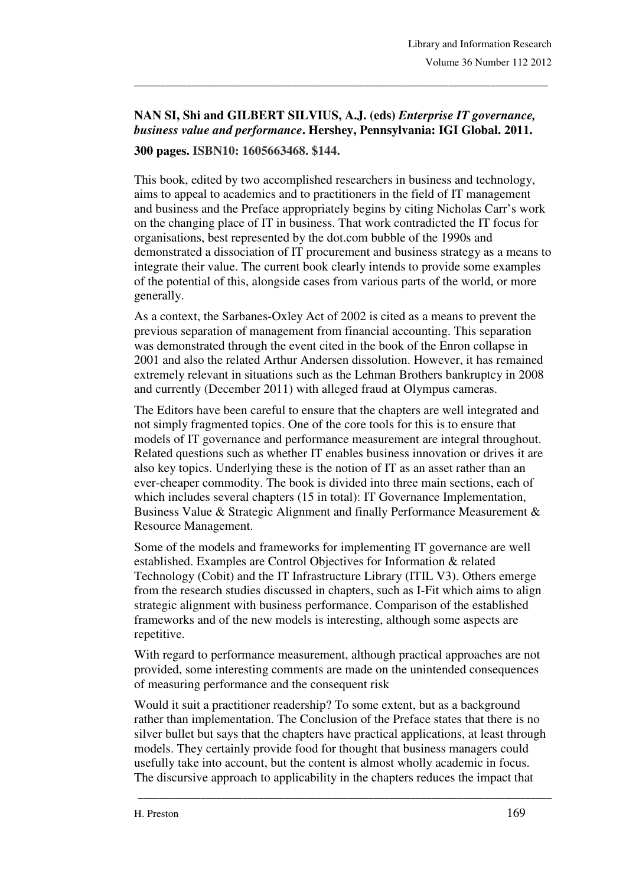**NAN SI, Shi and GILBERT SILVIUS, A.J. (eds)** ***Enterprise IT governance, business value and performance*****. Hershey, Pennsylvania: IGI Global. 2011.**

**300 pages. ISBN10: 1605663468. $144.**

This book, edited by two accomplished researchers in business and technology, aims to appeal to academics and to practitioners in the field of IT management and business and the Preface appropriately begins by citing Nicholas Carr's work on the changing place of IT in business. That work contradicted the IT focus for organisations, best represented by the dot.com bubble of the 1990s and demonstrated a dissociation of IT procurement and business strategy as a means to integrate their value. The current book clearly intends to provide some examples of the potential of this, alongside cases from various parts of the world, or more generally.

As a context, the Sarbanes-Oxley Act of 2002 is cited as a means to prevent the previous separation of management from financial accounting. This separation was demonstrated through the event cited in the book of the Enron collapse in 2001 and also the related Arthur Andersen dissolution. However, it has remained extremely relevant in situations such as the Lehman Brothers bankruptcy in 2008 and currently (December 2011) with alleged fraud at Olympus cameras.

The Editors have been careful to ensure that the chapters are well integrated and not simply fragmented topics. One of the core tools for this is to ensure that models of IT governance and performance measurement are integral throughout. Related questions such as whether IT enables business innovation or drives it are also key topics. Underlying these is the notion of IT as an asset rather than an ever-cheaper commodity. The book is divided into three main sections, each of which includes several chapters (15 in total): IT Governance Implementation, Business Value & Strategic Alignment and finally Performance Measurement & Resource Management.

Some of the models and frameworks for implementing IT governance are well established. Examples are Control Objectives for Information & related Technology (Cobit) and the IT Infrastructure Library (ITIL V3). Others emerge from the research studies discussed in chapters, such as I-Fit which aims to align strategic alignment with business performance. Comparison of the established frameworks and of the new models is interesting, although some aspects are repetitive.

With regard to performance measurement, although practical approaches are not provided, some interesting comments are made on the unintended consequences of measuring performance and the consequent risk

Would it suit a practitioner readership? To some extent, but as a background rather than implementation. The Conclusion of the Preface states that there is no silver bullet but says that the chapters have practical applications, at least through models. They certainly provide food for thought that business managers could usefully take into account, but the content is almost wholly academic in focus. The discursive approach to applicability in the chapters reduces the impact that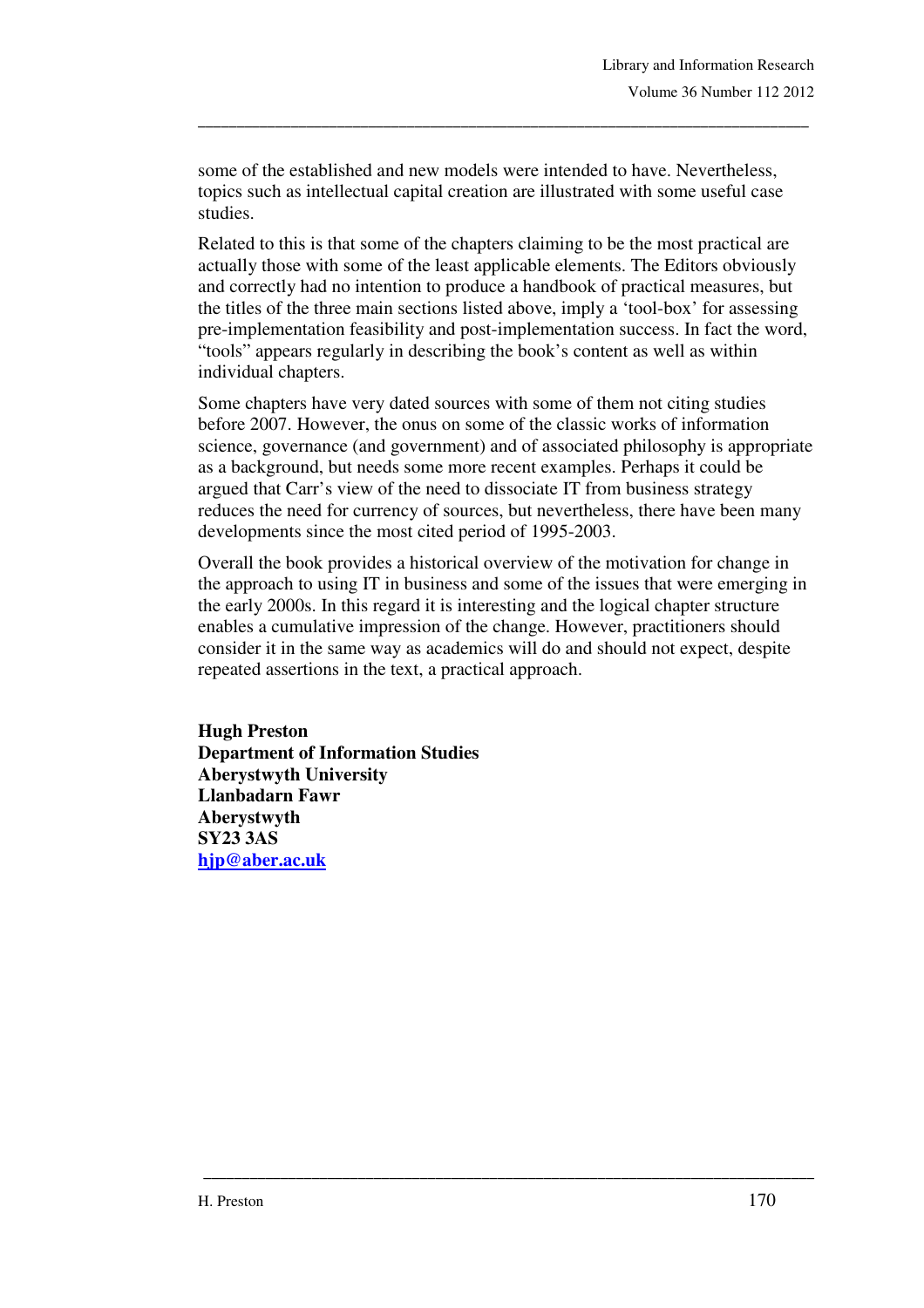some of the established and new models were intended to have. Nevertheless, topics such as intellectual capital creation are illustrated with some useful case studies.

Related to this is that some of the chapters claiming to be the most practical are actually those with some of the least applicable elements. The Editors obviously and correctly had no intention to produce a handbook of practical measures, but the titles of the three main sections listed above, imply a 'tool-box' for assessing pre-implementation feasibility and post-implementation success. In fact the word, "tools" appears regularly in describing the book's content as well as within individual chapters.

Some chapters have very dated sources with some of them not citing studies before 2007. However, the onus on some of the classic works of information science, governance (and government) and of associated philosophy is appropriate as a background, but needs some more recent examples. Perhaps it could be argued that Carr's view of the need to dissociate IT from business strategy reduces the need for currency of sources, but nevertheless, there have been many developments since the most cited period of 1995-2003.

Overall the book provides a historical overview of the motivation for change in the approach to using IT in business and some of the issues that were emerging in the early 2000s. In this regard it is interesting and the logical chapter structure enables a cumulative impression of the change. However, practitioners should consider it in the same way as academics will do and should not expect, despite repeated assertions in the text, a practical approach.

**Hugh Preston**
**Department of Information Studies**
**Aberystwyth University**
**Llanbadarn Fawr**
**Aberystwyth**
**SY23 3AS**
**hjp@aber.ac.uk**